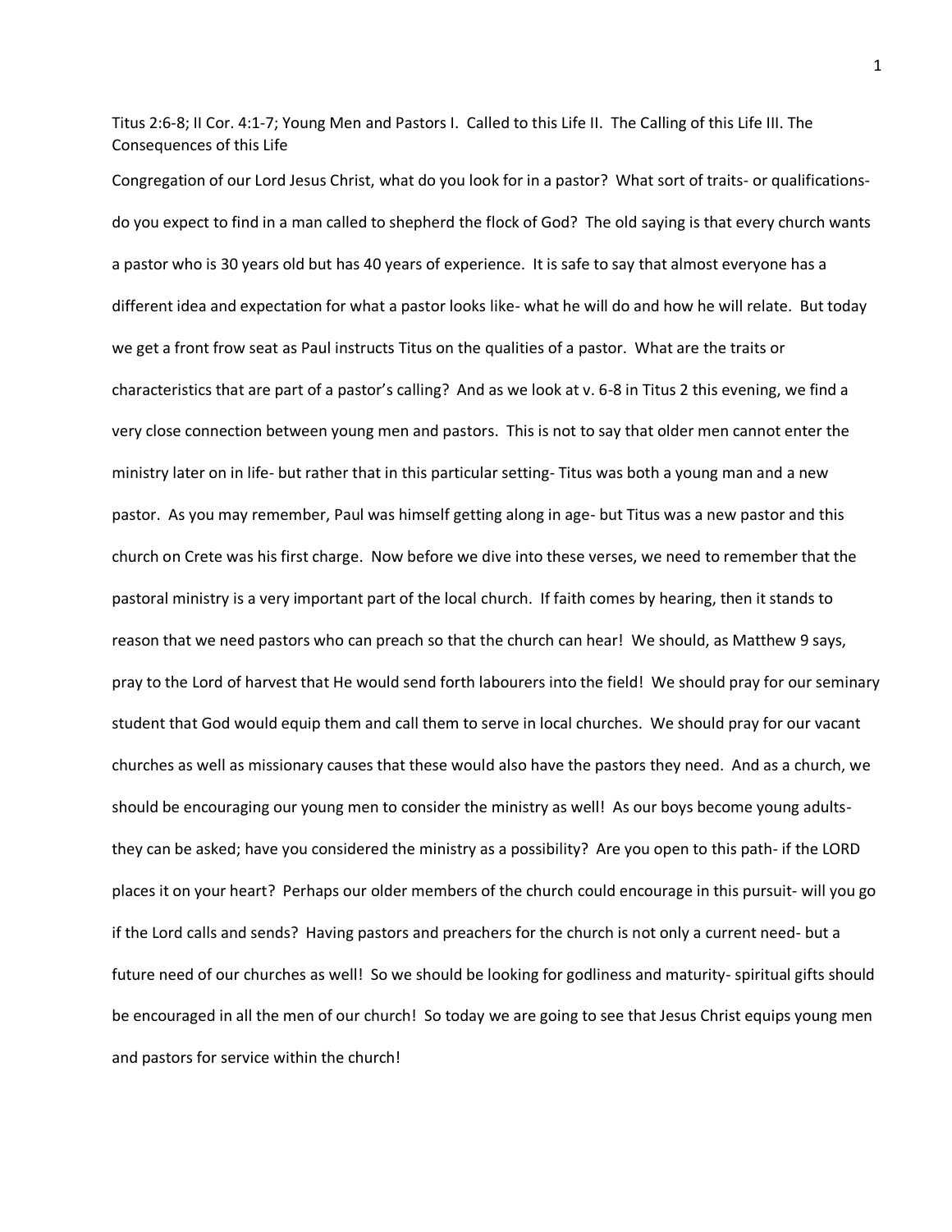Titus 2:6-8; II Cor. 4:1-7; Young Men and Pastors I. Called to this Life II. The Calling of this Life III. The Consequences of this Life

Congregation of our Lord Jesus Christ, what do you look for in a pastor? What sort of traits- or qualifications- do you expect to find in a man called to shepherd the flock of God? The old saying is that every church wants a pastor who is 30 years old but has 40 years of experience. It is safe to say that almost everyone has a different idea and expectation for what a pastor looks like- what he will do and how he will relate. But today we get a front frow seat as Paul instructs Titus on the qualities of a pastor. What are the traits or characteristics that are part of a pastor's calling? And as we look at v. 6-8 in Titus 2 this evening, we find a very close connection between young men and pastors. This is not to say that older men cannot enter the ministry later on in life- but rather that in this particular setting- Titus was both a young man and a new pastor. As you may remember, Paul was himself getting along in age- but Titus was a new pastor and this church on Crete was his first charge. Now before we dive into these verses, we need to remember that the pastoral ministry is a very important part of the local church. If faith comes by hearing, then it stands to reason that we need pastors who can preach so that the church can hear! We should, as Matthew 9 says, pray to the Lord of harvest that He would send forth labourers into the field! We should pray for our seminary student that God would equip them and call them to serve in local churches. We should pray for our vacant churches as well as missionary causes that these would also have the pastors they need. And as a church, we should be encouraging our young men to consider the ministry as well! As our boys become young adults- they can be asked; have you considered the ministry as a possibility? Are you open to this path- if the LORD places it on your heart? Perhaps our older members of the church could encourage in this pursuit- will you go if the Lord calls and sends? Having pastors and preachers for the church is not only a current need- but a future need of our churches as well! So we should be looking for godliness and maturity- spiritual gifts should be encouraged in all the men of our church! So today we are going to see that Jesus Christ equips young men and pastors for service within the church!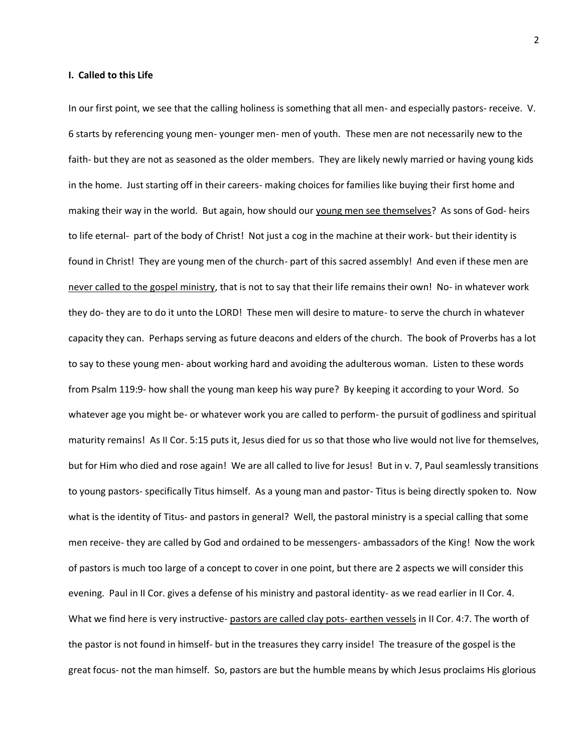**I. Called to this Life**

In our first point, we see that the calling holiness is something that all men- and especially pastors- receive. V. 6 starts by referencing young men- younger men- men of youth. These men are not necessarily new to the faith- but they are not as seasoned as the older members. They are likely newly married or having young kids in the home. Just starting off in their careers- making choices for families like buying their first home and making their way in the world. But again, how should our <u>young men see themselves</u>? As sons of God- heirs to life eternal- part of the body of Christ! Not just a cog in the machine at their work- but their identity is found in Christ! They are young men of the church- part of this sacred assembly! And even if these men are <u>never called to the gospel ministry</u>, that is not to say that their life remains their own! No- in whatever work they do- they are to do it unto the LORD! These men will desire to mature- to serve the church in whatever capacity they can. Perhaps serving as future deacons and elders of the church. The book of Proverbs has a lot to say to these young men- about working hard and avoiding the adulterous woman. Listen to these words from Psalm 119:9- how shall the young man keep his way pure? By keeping it according to your Word. So whatever age you might be- or whatever work you are called to perform- the pursuit of godliness and spiritual maturity remains! As II Cor. 5:15 puts it, Jesus died for us so that those who live would not live for themselves, but for Him who died and rose again! We are all called to live for Jesus! But in v. 7, Paul seamlessly transitions to young pastors- specifically Titus himself. As a young man and pastor- Titus is being directly spoken to. Now what is the identity of Titus- and pastors in general? Well, the pastoral ministry is a special calling that some men receive- they are called by God and ordained to be messengers- ambassadors of the King! Now the work of pastors is much too large of a concept to cover in one point, but there are 2 aspects we will consider this evening. Paul in II Cor. gives a defense of his ministry and pastoral identity- as we read earlier in II Cor. 4. What we find here is very instructive- <u>pastors are called clay pots- earthen vessels</u> in II Cor. 4:7. The worth of the pastor is not found in himself- but in the treasures they carry inside! The treasure of the gospel is the great focus- not the man himself. So, pastors are but the humble means by which Jesus proclaims His glorious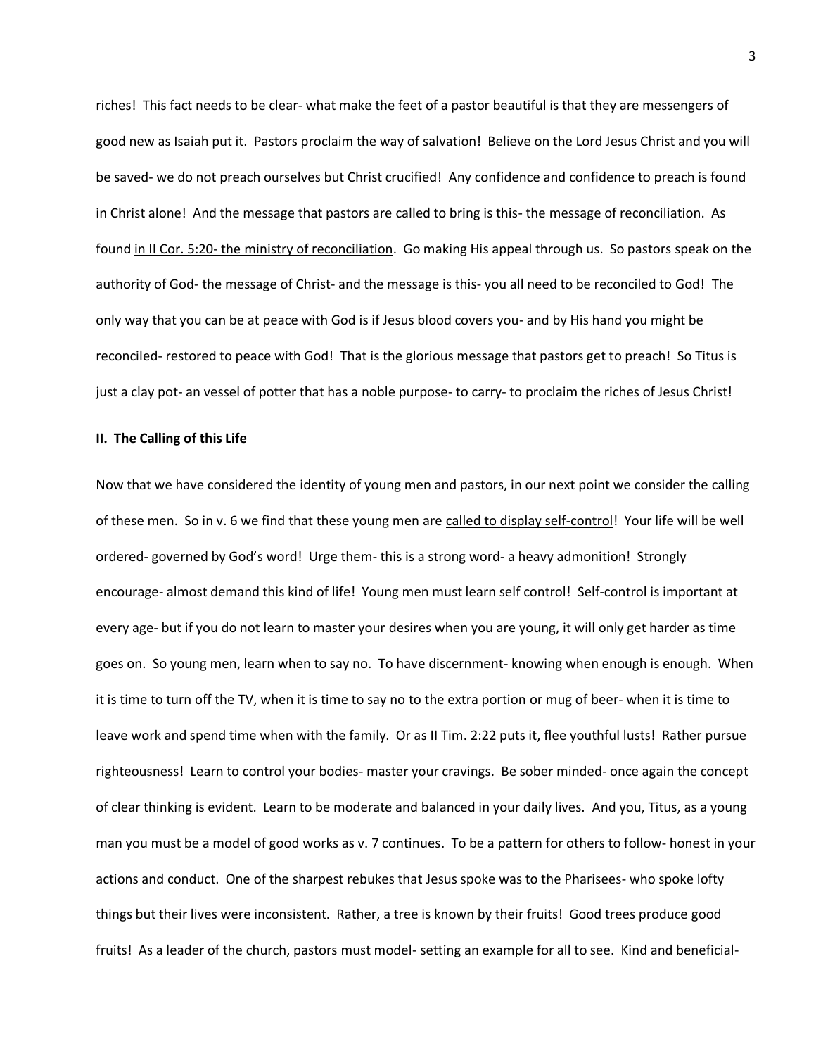riches! This fact needs to be clear- what make the feet of a pastor beautiful is that they are messengers of good new as Isaiah put it. Pastors proclaim the way of salvation! Believe on the Lord Jesus Christ and you will be saved- we do not preach ourselves but Christ crucified! Any confidence and confidence to preach is found in Christ alone! And the message that pastors are called to bring is this- the message of reconciliation. As found in II Cor. 5:20- the ministry of reconciliation. Go making His appeal through us. So pastors speak on the authority of God- the message of Christ- and the message is this- you all need to be reconciled to God! The only way that you can be at peace with God is if Jesus blood covers you- and by His hand you might be reconciled- restored to peace with God! That is the glorious message that pastors get to preach! So Titus is just a clay pot- an vessel of potter that has a noble purpose- to carry- to proclaim the riches of Jesus Christ!

**II. The Calling of this Life**

Now that we have considered the identity of young men and pastors, in our next point we consider the calling of these men. So in v. 6 we find that these young men are called to display self-control! Your life will be well ordered- governed by God's word! Urge them- this is a strong word- a heavy admonition! Strongly encourage- almost demand this kind of life! Young men must learn self control! Self-control is important at every age- but if you do not learn to master your desires when you are young, it will only get harder as time goes on. So young men, learn when to say no. To have discernment- knowing when enough is enough. When it is time to turn off the TV, when it is time to say no to the extra portion or mug of beer- when it is time to leave work and spend time when with the family. Or as II Tim. 2:22 puts it, flee youthful lusts! Rather pursue righteousness! Learn to control your bodies- master your cravings. Be sober minded- once again the concept of clear thinking is evident. Learn to be moderate and balanced in your daily lives. And you, Titus, as a young man you must be a model of good works as v. 7 continues. To be a pattern for others to follow- honest in your actions and conduct. One of the sharpest rebukes that Jesus spoke was to the Pharisees- who spoke lofty things but their lives were inconsistent. Rather, a tree is known by their fruits! Good trees produce good fruits! As a leader of the church, pastors must model- setting an example for all to see. Kind and beneficial-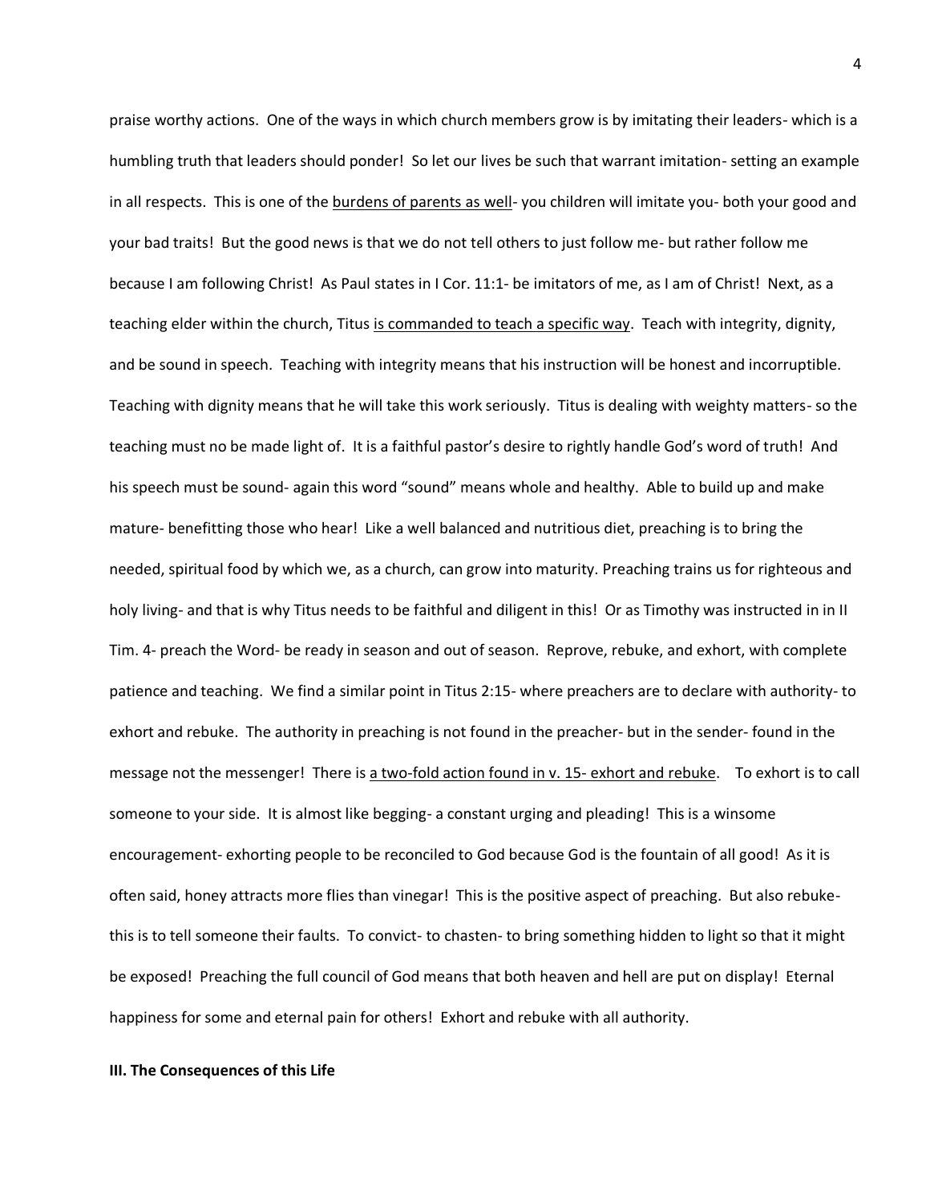praise worthy actions. One of the ways in which church members grow is by imitating their leaders- which is a humbling truth that leaders should ponder! So let our lives be such that warrant imitation- setting an example in all respects. This is one of the <u>burdens of parents as well</u>- you children will imitate you- both your good and your bad traits! But the good news is that we do not tell others to just follow me- but rather follow me because I am following Christ! As Paul states in I Cor. 11:1- be imitators of me, as I am of Christ! Next, as a teaching elder within the church, Titus <u>is commanded to teach a specific way</u>. Teach with integrity, dignity, and be sound in speech. Teaching with integrity means that his instruction will be honest and incorruptible. Teaching with dignity means that he will take this work seriously. Titus is dealing with weighty matters- so the teaching must no be made light of. It is a faithful pastor's desire to rightly handle God's word of truth! And his speech must be sound- again this word "sound" means whole and healthy. Able to build up and make mature- benefitting those who hear! Like a well balanced and nutritious diet, preaching is to bring the needed, spiritual food by which we, as a church, can grow into maturity. Preaching trains us for righteous and holy living- and that is why Titus needs to be faithful and diligent in this! Or as Timothy was instructed in in II Tim. 4- preach the Word- be ready in season and out of season. Reprove, rebuke, and exhort, with complete patience and teaching. We find a similar point in Titus 2:15- where preachers are to declare with authority- to exhort and rebuke. The authority in preaching is not found in the preacher- but in the sender- found in the message not the messenger! There is <u>a two-fold action found in v. 15- exhort and rebuke</u>. To exhort is to call someone to your side. It is almost like begging- a constant urging and pleading! This is a winsome encouragement- exhorting people to be reconciled to God because God is the fountain of all good! As it is often said, honey attracts more flies than vinegar! This is the positive aspect of preaching. But also rebuke- this is to tell someone their faults. To convict- to chasten- to bring something hidden to light so that it might be exposed! Preaching the full council of God means that both heaven and hell are put on display! Eternal happiness for some and eternal pain for others! Exhort and rebuke with all authority.

**III. The Consequences of this Life**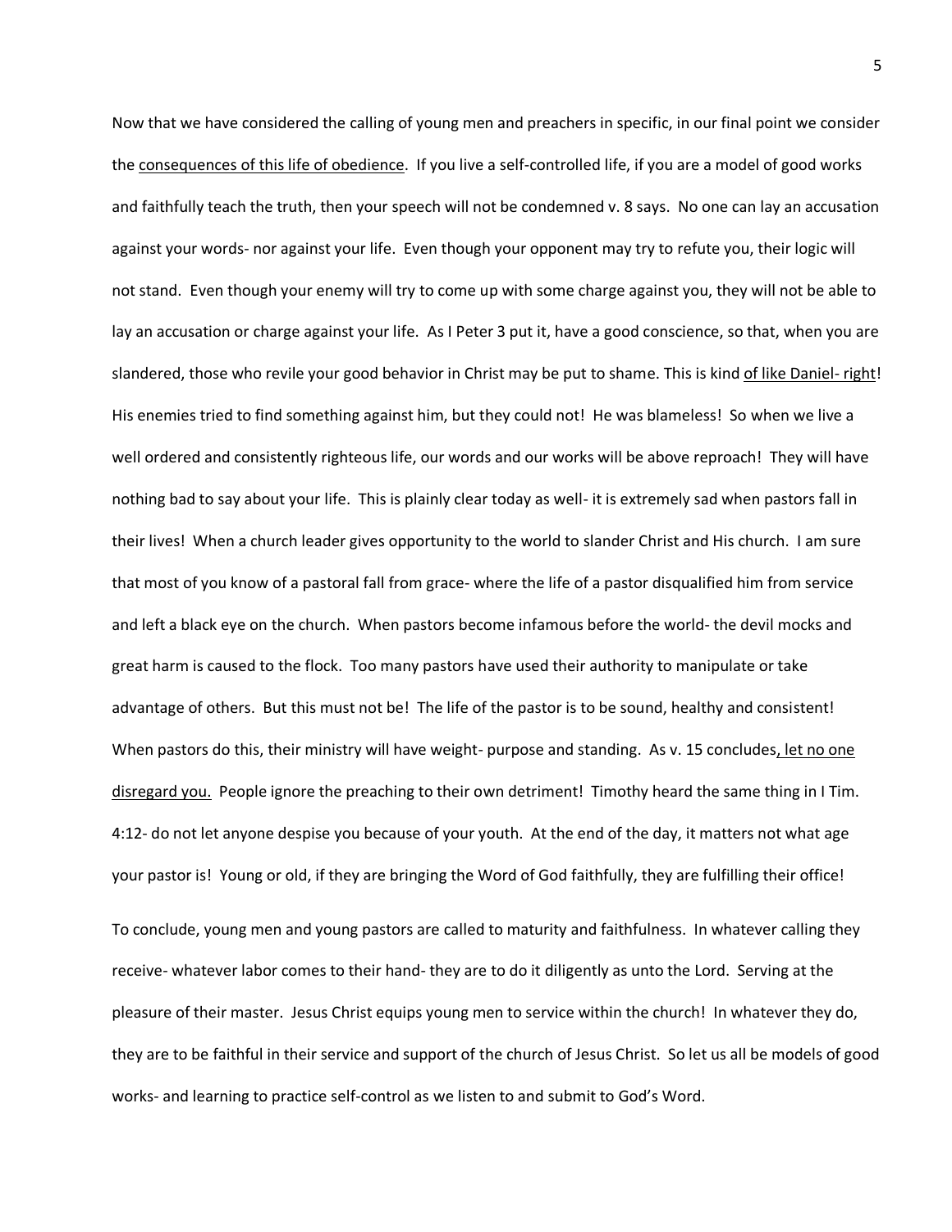Now that we have considered the calling of young men and preachers in specific, in our final point we consider the <u>consequences of this life of obedience</u>. If you live a self-controlled life, if you are a model of good works and faithfully teach the truth, then your speech will not be condemned v. 8 says. No one can lay an accusation against your words- nor against your life. Even though your opponent may try to refute you, their logic will not stand. Even though your enemy will try to come up with some charge against you, they will not be able to lay an accusation or charge against your life. As I Peter 3 put it, have a good conscience, so that, when you are slandered, those who revile your good behavior in Christ may be put to shame. This is kind <u>of like Daniel- right</u>! His enemies tried to find something against him, but they could not! He was blameless! So when we live a well ordered and consistently righteous life, our words and our works will be above reproach! They will have nothing bad to say about your life. This is plainly clear today as well- it is extremely sad when pastors fall in their lives! When a church leader gives opportunity to the world to slander Christ and His church. I am sure that most of you know of a pastoral fall from grace- where the life of a pastor disqualified him from service and left a black eye on the church. When pastors become infamous before the world- the devil mocks and great harm is caused to the flock. Too many pastors have used their authority to manipulate or take advantage of others. But this must not be! The life of the pastor is to be sound, healthy and consistent! When pastors do this, their ministry will have weight- purpose and standing. As v. 15 concludes<u>, let no one disregard you.</u> People ignore the preaching to their own detriment! Timothy heard the same thing in I Tim. 4:12- do not let anyone despise you because of your youth. At the end of the day, it matters not what age your pastor is! Young or old, if they are bringing the Word of God faithfully, they are fulfilling their office!

To conclude, young men and young pastors are called to maturity and faithfulness. In whatever calling they receive- whatever labor comes to their hand- they are to do it diligently as unto the Lord. Serving at the pleasure of their master. Jesus Christ equips young men to service within the church! In whatever they do, they are to be faithful in their service and support of the church of Jesus Christ. So let us all be models of good works- and learning to practice self-control as we listen to and submit to God's Word.